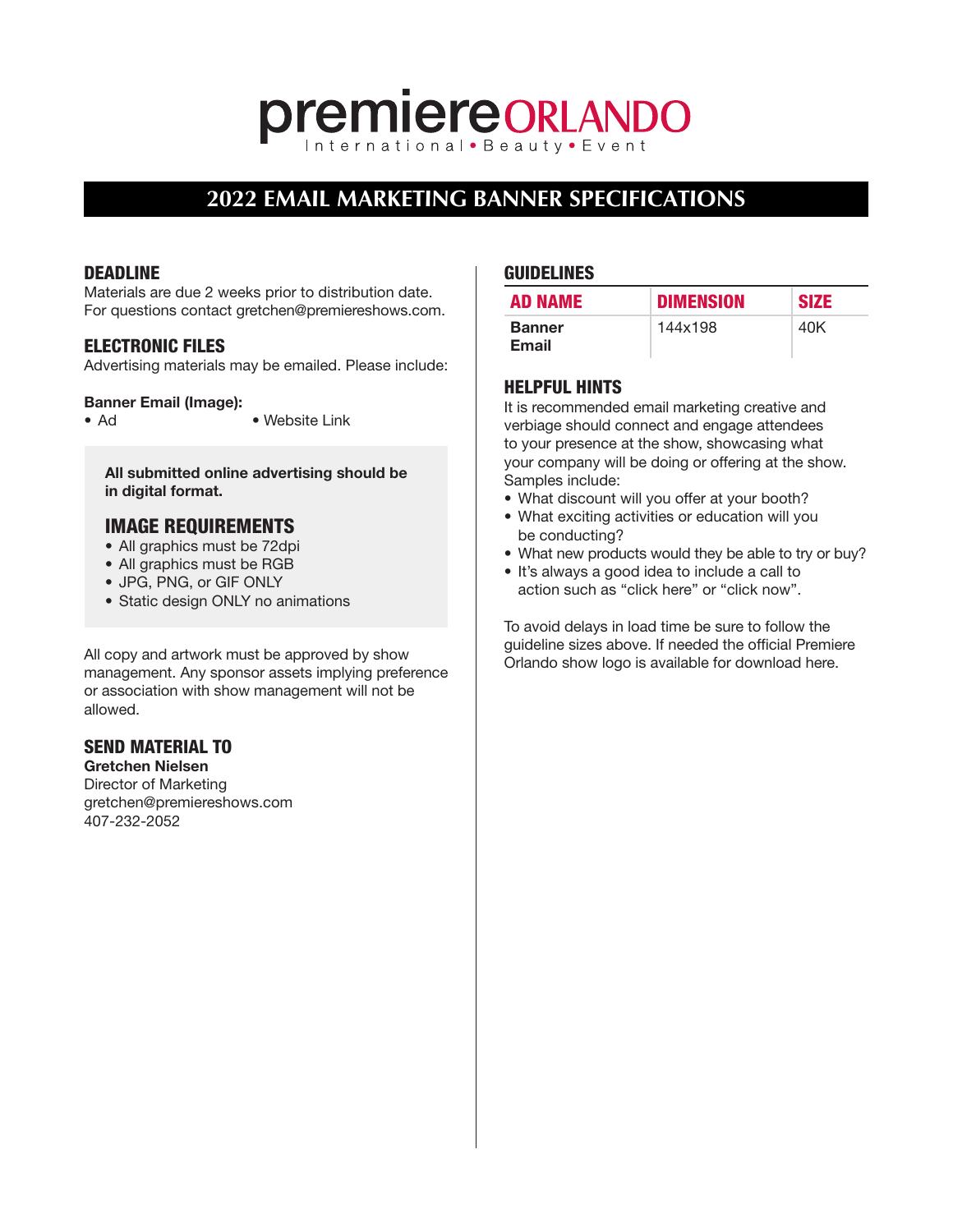# premiere ORLANDO

International • Beauty • Event

## 2022 EMAIL MARKETING BANNER SPECIFICATIONS

### DEADLINE

Materials are due 2 weeks prior to distribution date. For questions contact gretchen@premiereshows.com.

### ELECTRONIC FILES

Advertising materials may be emailed. Please include:

**Banner Email (Image):**

- Ad
- Website Link

**All submitted online advertising should be in digital format.**

### IMAGE REQUIREMENTS

- All graphics must be 72dpi
- All graphics must be RGB
- JPG, PNG, or GIF ONLY
- Static design ONLY no animations

All copy and artwork must be approved by show management. Any sponsor assets implying preference or association with show management will not be allowed.

### SEND MATERIAL TO

**Gretchen Nielsen**
Director of Marketing
gretchen@premiereshows.com
407-232-2052

### GUIDELINES

| AD NAME | DIMENSION | SIZE |
|---|---|---|
| **Banner Email** | 144x198 | 40K |

### HELPFUL HINTS

It is recommended email marketing creative and verbiage should connect and engage attendees to your presence at the show, showcasing what your company will be doing or offering at the show. Samples include:

- What discount will you offer at your booth?
- What exciting activities or education will you be conducting?
- What new products would they be able to try or buy?
- It's always a good idea to include a call to action such as "click here" or "click now".

To avoid delays in load time be sure to follow the guideline sizes above. If needed the official Premiere Orlando show logo is available for download here.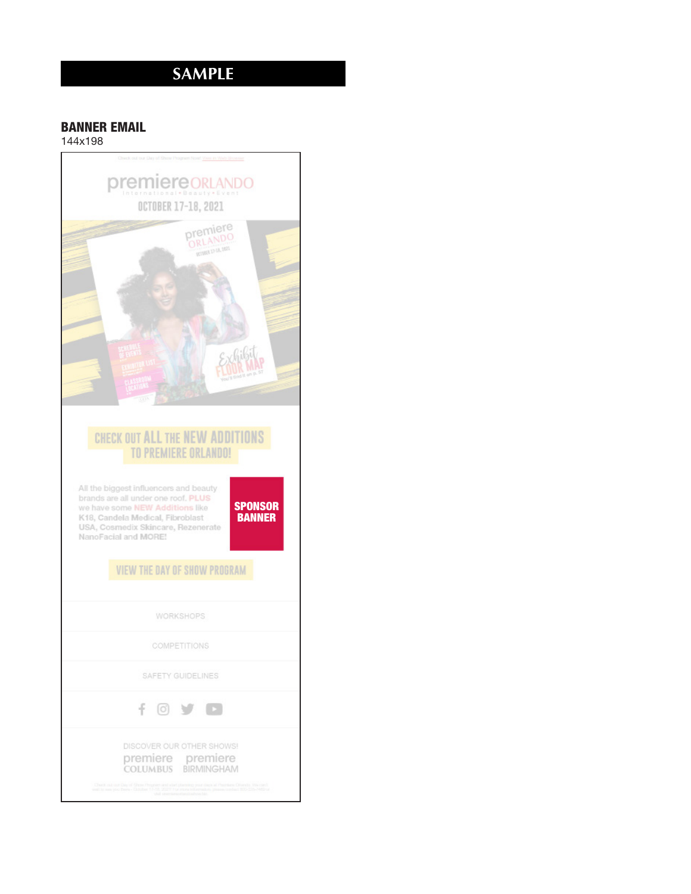# SAMPLE

## BANNER EMAIL

144x198

Check out our Day of Show Program here! View in Web Browser

premiere ORLANDO
International • Beauty • Event

OCTOBER 17-18, 2021

CHECK OUT ALL THE NEW ADDITIONS TO PREMIERE ORLANDO!

All the biggest influencers and beauty brands are all under one roof. PLUS we have some NEW Additions like K18, Candela Medical, Fibroblast USA, Cosmedix Skincare, Rezenerate NanoFacial and MORE!

SPONSOR BANNER

VIEW THE DAY OF SHOW PROGRAM

WORKSHOPS

COMPETITIONS

SAFETY GUIDELINES

DISCOVER OUR OTHER SHOWS!

premiere COLUMBUS premiere BIRMINGHAM